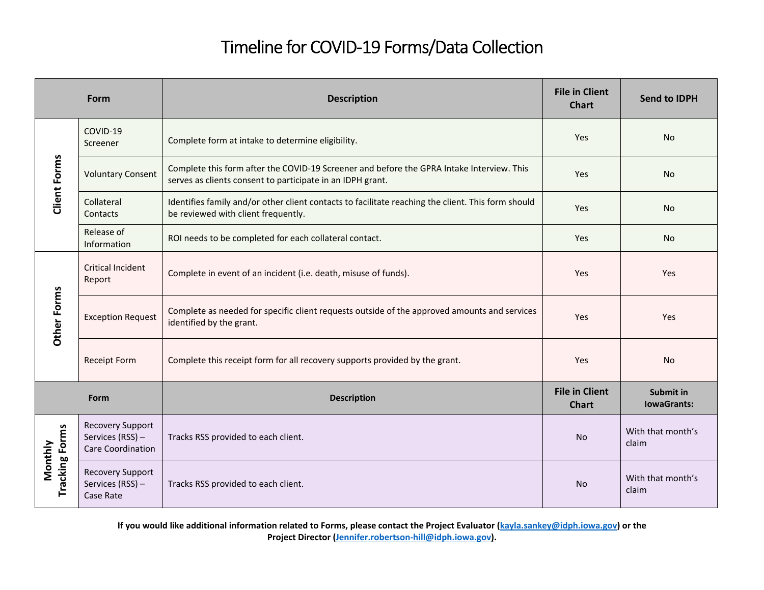# Timeline for COVID-19 Forms/Data Collection

| Form | | Description | File in Client Chart | Send to IDPH |
|---|---|---|---|---|
| **Client Forms** | COVID-19 Screener | Complete form at intake to determine eligibility. | Yes | No |
| | Voluntary Consent | Complete this form after the COVID-19 Screener and before the GPRA Intake Interview. This serves as clients consent to participate in an IDPH grant. | Yes | No |
| | Collateral Contacts | Identifies family and/or other client contacts to facilitate reaching the client. This form should be reviewed with client frequently. | Yes | No |
| | Release of Information | ROI needs to be completed for each collateral contact. | Yes | No |
| **Other Forms** | Critical Incident Report | Complete in event of an incident (i.e. death, misuse of funds). | Yes | Yes |
| | Exception Request | Complete as needed for specific client requests outside of the approved amounts and services identified by the grant. | Yes | Yes |
| | Receipt Form | Complete this receipt form for all recovery supports provided by the grant. | Yes | No |
| **Form** | | **Description** | **File in Client Chart** | **Submit in IowaGrants:** |
| **Monthly Tracking Forms** | Recovery Support Services (RSS) – Care Coordination | Tracks RSS provided to each client. | No | With that month's claim |
| | Recovery Support Services (RSS) – Case Rate | Tracks RSS provided to each client. | No | With that month's claim |

**If you would like additional information related to Forms, please contact the Project Evaluator (kayla.sankey@idph.iowa.gov) or the Project Director (Jennifer.robertson-hill@idph.iowa.gov).**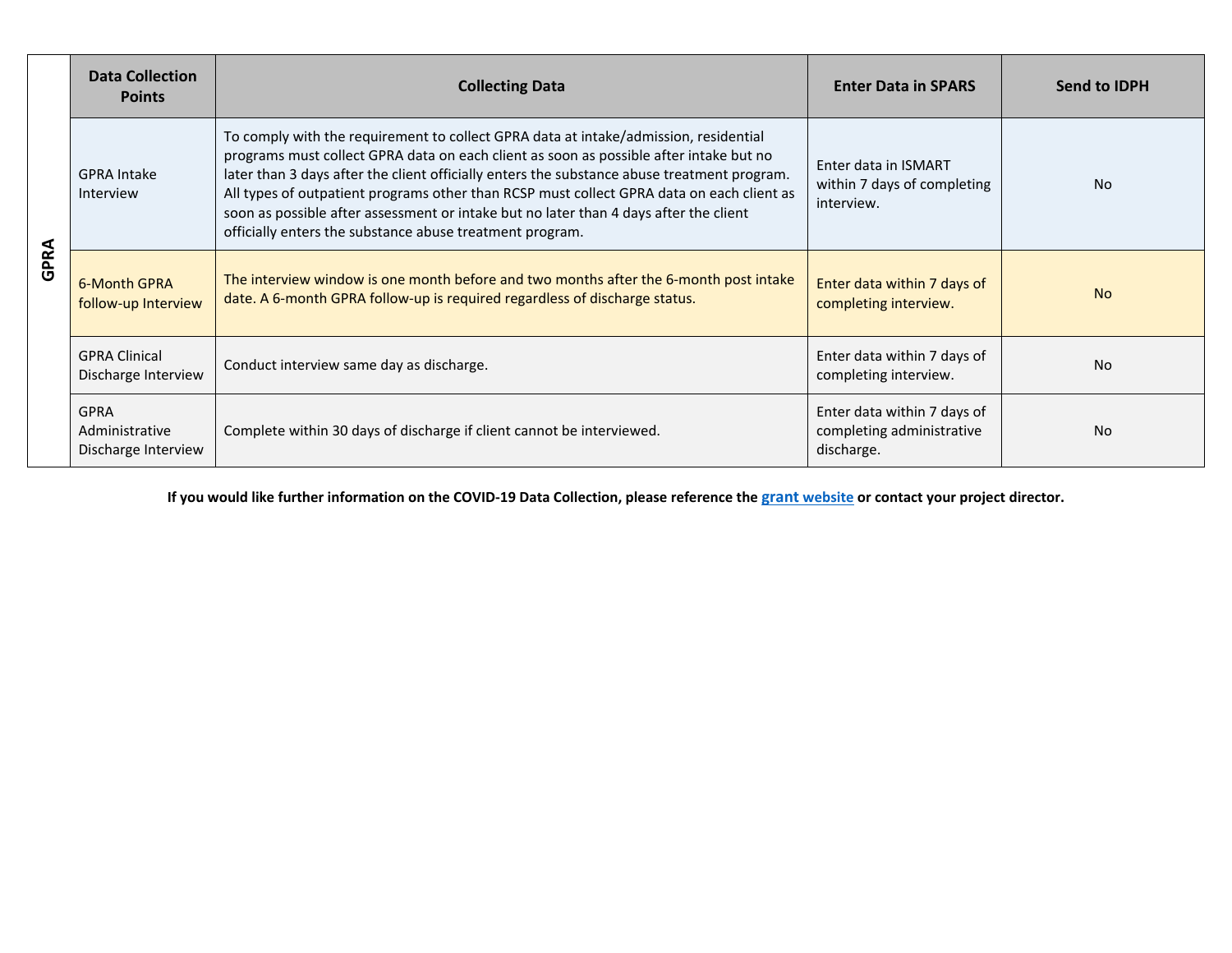| | Data Collection Points | Collecting Data | Enter Data in SPARS | Send to IDPH |
|---|---|---|---|---|
| GPRA | GPRA Intake Interview | To comply with the requirement to collect GPRA data at intake/admission, residential programs must collect GPRA data on each client as soon as possible after intake but no later than 3 days after the client officially enters the substance abuse treatment program. All types of outpatient programs other than RCSP must collect GPRA data on each client as soon as possible after assessment or intake but no later than 4 days after the client officially enters the substance abuse treatment program. | Enter data in ISMART within 7 days of completing interview. | No |
| | 6-Month GPRA follow-up Interview | The interview window is one month before and two months after the 6-month post intake date. A 6-month GPRA follow-up is required regardless of discharge status. | Enter data within 7 days of completing interview. | No |
| | GPRA Clinical Discharge Interview | Conduct interview same day as discharge. | Enter data within 7 days of completing interview. | No |
| | GPRA Administrative Discharge Interview | Complete within 30 days of discharge if client cannot be interviewed. | Enter data within 7 days of completing administrative discharge. | No |

**If you would like further information on the COVID-19 Data Collection, please reference the grant website or contact your project director.**